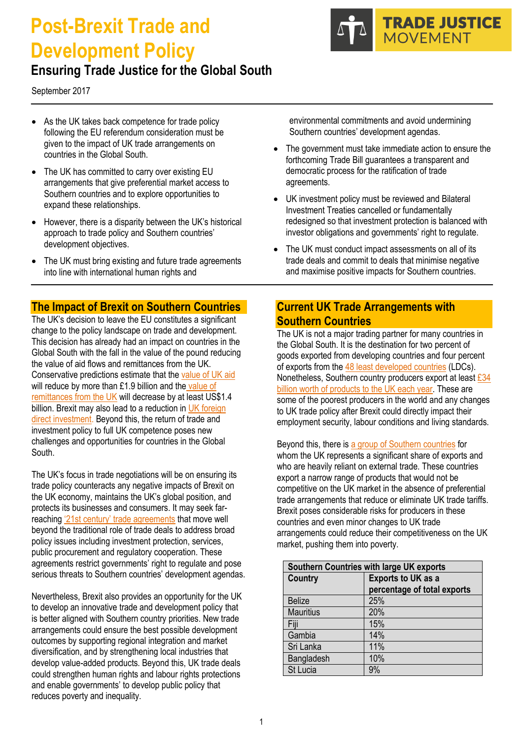# Post-Brexit Trade and Development Policy

## Ensuring Trade Justice for the Global South

TRADE JUSTICE MOVEMENT

September 2017

- As the UK takes back competence for trade policy following the EU referendum consideration must be given to the impact of UK trade arrangements on countries in the Global South.
- The UK has committed to carry over existing EU arrangements that give preferential market access to Southern countries and to explore opportunities to expand these relationships.
- However, there is a disparity between the UK's historical approach to trade policy and Southern countries' development objectives.
- The UK must bring existing and future trade agreements into line with international human rights and environmental commitments and avoid undermining Southern countries' development agendas.
- The government must take immediate action to ensure the forthcoming Trade Bill guarantees a transparent and democratic process for the ratification of trade agreements.
- UK investment policy must be reviewed and Bilateral Investment Treaties cancelled or fundamentally redesigned so that investment protection is balanced with investor obligations and governments' right to regulate.
- The UK must conduct impact assessments on all of its trade deals and commit to deals that minimise negative and maximise positive impacts for Southern countries.

## The Impact of Brexit on Southern Countries

The UK's decision to leave the EU constitutes a significant change to the policy landscape on trade and development. This decision has already had an impact on countries in the Global South with the fall in the value of the pound reducing the value of aid flows and remittances from the UK. Conservative predictions estimate that the value of UK aid will reduce by more than £1.9 billion and the value of remittances from the UK will decrease by at least US$1.4 billion. Brexit may also lead to a reduction in UK foreign direct investment. Beyond this, the return of trade and investment policy to full UK competence poses new challenges and opportunities for countries in the Global South.

The UK's focus in trade negotiations will be on ensuring its trade policy counteracts any negative impacts of Brexit on the UK economy, maintains the UK's global position, and protects its businesses and consumers. It may seek far-reaching '21st century' trade agreements that move well beyond the traditional role of trade deals to address broad policy issues including investment protection, services, public procurement and regulatory cooperation. These agreements restrict governments' right to regulate and pose serious threats to Southern countries' development agendas.

Nevertheless, Brexit also provides an opportunity for the UK to develop an innovative trade and development policy that is better aligned with Southern country priorities. New trade arrangements could ensure the best possible development outcomes by supporting regional integration and market diversification, and by strengthening local industries that develop value-added products. Beyond this, UK trade deals could strengthen human rights and labour rights protections and enable governments' to develop public policy that reduces poverty and inequality.

## Current UK Trade Arrangements with Southern Countries

The UK is not a major trading partner for many countries in the Global South. It is the destination for two percent of goods exported from developing countries and four percent of exports from the 48 least developed countries (LDCs). Nonetheless, Southern country producers export at least £34 billion worth of products to the UK each year. These are some of the poorest producers in the world and any changes to UK trade policy after Brexit could directly impact their employment security, labour conditions and living standards.

Beyond this, there is a group of Southern countries for whom the UK represents a significant share of exports and who are heavily reliant on external trade. These countries export a narrow range of products that would not be competitive on the UK market in the absence of preferential trade arrangements that reduce or eliminate UK trade tariffs. Brexit poses considerable risks for producers in these countries and even minor changes to UK trade arrangements could reduce their competitiveness on the UK market, pushing them into poverty.

| Southern Countries with large UK exports | |
|---|---|
| **Country** | **Exports to UK as a percentage of total exports** |
| Belize | 25% |
| Mauritius | 20% |
| Fiji | 15% |
| Gambia | 14% |
| Sri Lanka | 11% |
| Bangladesh | 10% |
| St Lucia | 9% |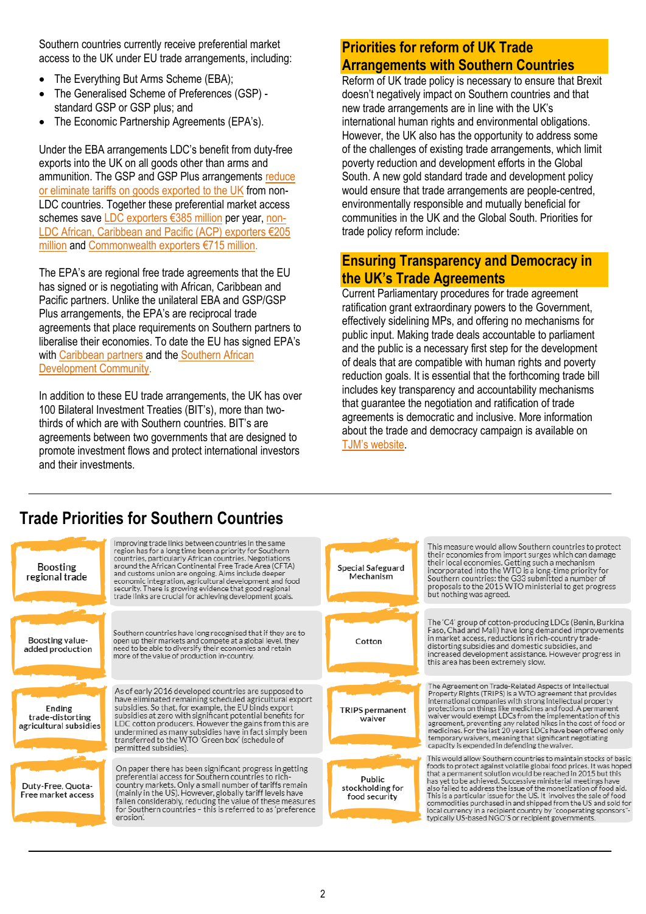Southern countries currently receive preferential market access to the UK under EU trade arrangements, including:

- The Everything But Arms Scheme (EBA);
- The Generalised Scheme of Preferences (GSP) - standard GSP or GSP plus; and
- The Economic Partnership Agreements (EPA's).

Under the EBA arrangements LDC's benefit from duty-free exports into the UK on all goods other than arms and ammunition. The GSP and GSP Plus arrangements reduce or eliminate tariffs on goods exported to the UK from non-LDC countries. Together these preferential market access schemes save LDC exporters €385 million per year, non-LDC African, Caribbean and Pacific (ACP) exporters €205 million and Commonwealth exporters €715 million.

The EPA's are regional free trade agreements that the EU has signed or is negotiating with African, Caribbean and Pacific partners. Unlike the unilateral EBA and GSP/GSP Plus arrangements, the EPA's are reciprocal trade agreements that place requirements on Southern partners to liberalise their economies. To date the EU has signed EPA's with Caribbean partners and the Southern African Development Community.

In addition to these EU trade arrangements, the UK has over 100 Bilateral Investment Treaties (BIT's), more than two-thirds of which are with Southern countries. BIT's are agreements between two governments that are designed to promote investment flows and protect international investors and their investments.

## Priorities for reform of UK Trade Arrangements with Southern Countries

Reform of UK trade policy is necessary to ensure that Brexit doesn't negatively impact on Southern countries and that new trade arrangements are in line with the UK's international human rights and environmental obligations. However, the UK also has the opportunity to address some of the challenges of existing trade arrangements, which limit poverty reduction and development efforts in the Global South. A new gold standard trade and development policy would ensure that trade arrangements are people-centred, environmentally responsible and mutually beneficial for communities in the UK and the Global South. Priorities for trade policy reform include:

## Ensuring Transparency and Democracy in the UK's Trade Agreements

Current Parliamentary procedures for trade agreement ratification grant extraordinary powers to the Government, effectively sidelining MPs, and offering no mechanisms for public input. Making trade deals accountable to parliament and the public is a necessary first step for the development of deals that are compatible with human rights and poverty reduction goals. It is essential that the forthcoming trade bill includes key transparency and accountability mechanisms that guarantee the negotiation and ratification of trade agreements is democratic and inclusive. More information about the trade and democracy campaign is available on TJM's website.

## Trade Priorities for Southern Countries

**Boosting regional trade**

Improving trade links between countries in the same region has for a long time been a priority for Southern countries, particularly African countries. Negotiations around the African Continental Free Trade Area (CFTA) and customs union are ongoing. Aims include deeper economic integration, agricultural development and food security. There is growing evidence that good regional trade links are crucial for achieving development goals.

**Boosting value-added production**

Southern countries have long recognised that if they are to open up their markets and compete at a global level, they need to be able to diversify their economies and retain more of the value of production in-country.

**Ending trade-distorting agricultural subsidies**

As of early 2016 developed countries are supposed to have eliminated remaining scheduled agricultural export subsidies. So that, for example, the EU binds export subsidies at zero with significant potential benefits for LDC cotton producers. However the gains from this are undermined as many subsidies have in fact simply been transferred to the WTO 'Green box' (schedule of permitted subsidies).

**Duty-Free, Quota-Free market access**

On paper there has been significant progress in getting preferential access for Southern countries to rich-country markets. Only a small number of tariffs remain (mainly in the US). However, globally tariff levels have fallen considerably, reducing the value of these measures for Southern countries – this is referred to as 'preference erosion'.

**Special Safeguard Mechanism**

This measure would allow Southern countries to protect their economies from import surges which can damage their local economies. Getting such a mechanism incorporated into the WTO is a long-time priority for Southern countries: the G33 submitted a number of proposals to the 2015 WTO ministerial to get progress but nothing was agreed.

**Cotton**

The 'C4' group of cotton-producing LDCs (Benin, Burkina Faso, Chad and Mali) have long demanded improvements in market access, reductions in rich-country trade-distorting subsidies and domestic subsidies, and increased development assistance. However progress in this area has been extremely slow.

**TRIPS permanent waiver**

The Agreement on Trade-Related Aspects of Intellectual Property Rights (TRIPS) is a WTO agreement that provides international companies with strong intellectual property protections on things like medicines and food. A permanent waiver would exempt LDCs from the implementation of this agreement, preventing any related hikes in the cost of food or medicines. For the last 20 years LDCs have been offered only temporary waivers, meaning that significant negotiating capacity is expended in defending the waiver.

**Public stockholding for food security**

This would allow Southern countries to maintain stocks of basic foods to protect against volatile global food prices. It was hoped that a permanent solution would be reached in 2015 but this has yet to be achieved. Successive ministerial meetings have also failed to address the issue of the monetization of food aid. This is a particular issue for the US. It involves the sale of food commodities purchased in and shipped from the US and sold for local currency in a recipient country by "cooperating sponsors"- typically US-based NGO'S or recipient governments.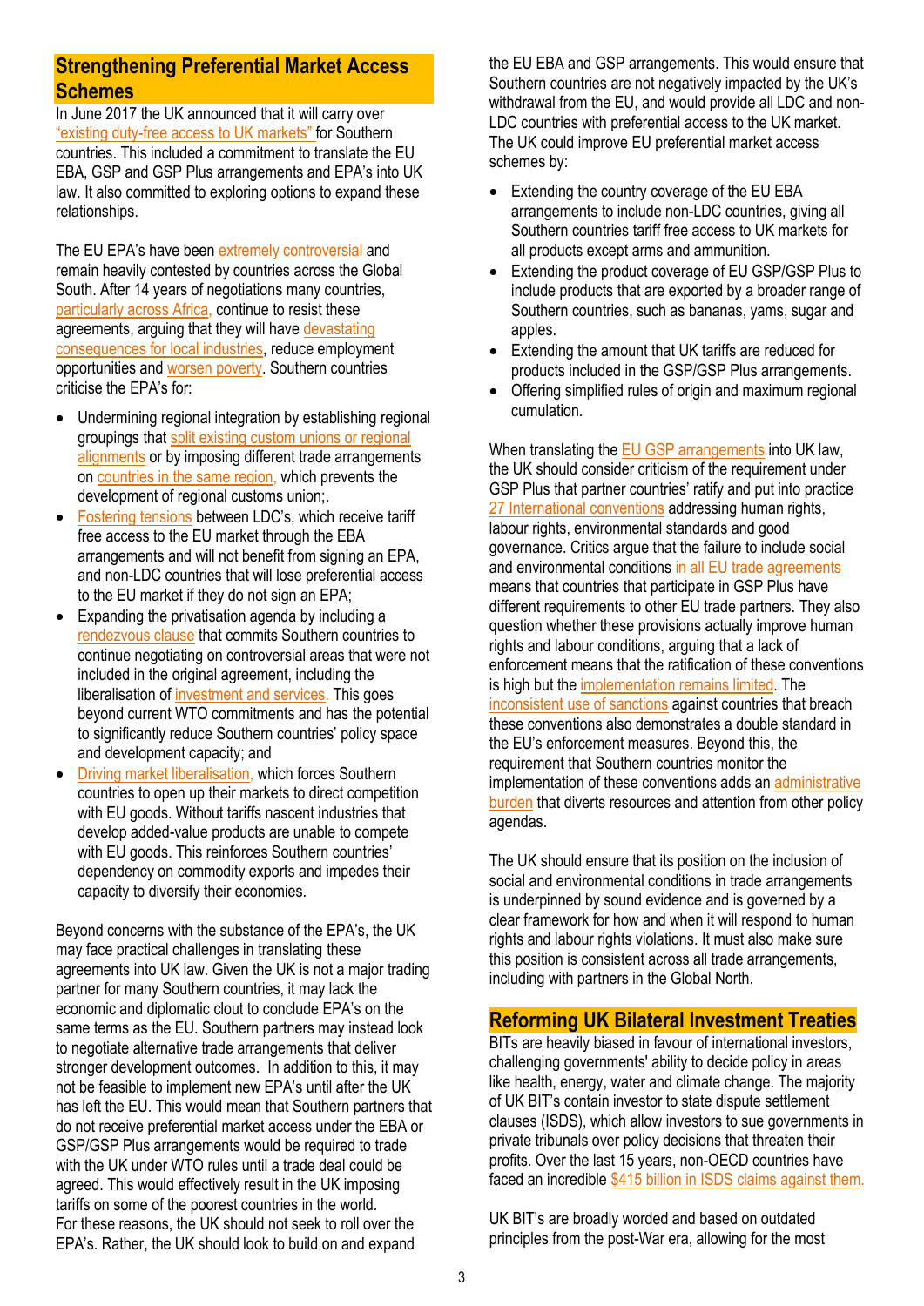## Strengthening Preferential Market Access Schemes

In June 2017 the UK announced that it will carry over "existing duty-free access to UK markets" for Southern countries. This included a commitment to translate the EU EBA, GSP and GSP Plus arrangements and EPA's into UK law. It also committed to exploring options to expand these relationships.

The EU EPA's have been extremely controversial and remain heavily contested by countries across the Global South. After 14 years of negotiations many countries, particularly across Africa, continue to resist these agreements, arguing that they will have devastating consequences for local industries, reduce employment opportunities and worsen poverty. Southern countries criticise the EPA's for:

- Undermining regional integration by establishing regional groupings that split existing custom unions or regional alignments or by imposing different trade arrangements on countries in the same region, which prevents the development of regional customs union;.
- Fostering tensions between LDC's, which receive tariff free access to the EU market through the EBA arrangements and will not benefit from signing an EPA, and non-LDC countries that will lose preferential access to the EU market if they do not sign an EPA;
- Expanding the privatisation agenda by including a rendezvous clause that commits Southern countries to continue negotiating on controversial areas that were not included in the original agreement, including the liberalisation of investment and services. This goes beyond current WTO commitments and has the potential to significantly reduce Southern countries' policy space and development capacity; and
- Driving market liberalisation, which forces Southern countries to open up their markets to direct competition with EU goods. Without tariffs nascent industries that develop added-value products are unable to compete with EU goods. This reinforces Southern countries' dependency on commodity exports and impedes their capacity to diversify their economies.

Beyond concerns with the substance of the EPA's, the UK may face practical challenges in translating these agreements into UK law. Given the UK is not a major trading partner for many Southern countries, it may lack the economic and diplomatic clout to conclude EPA's on the same terms as the EU. Southern partners may instead look to negotiate alternative trade arrangements that deliver stronger development outcomes. In addition to this, it may not be feasible to implement new EPA's until after the UK has left the EU. This would mean that Southern partners that do not receive preferential market access under the EBA or GSP/GSP Plus arrangements would be required to trade with the UK under WTO rules until a trade deal could be agreed. This would effectively result in the UK imposing tariffs on some of the poorest countries in the world. For these reasons, the UK should not seek to roll over the EPA's. Rather, the UK should look to build on and expand the EU EBA and GSP arrangements. This would ensure that Southern countries are not negatively impacted by the UK's withdrawal from the EU, and would provide all LDC and non-LDC countries with preferential access to the UK market. The UK could improve EU preferential market access schemes by:

- Extending the country coverage of the EU EBA arrangements to include non-LDC countries, giving all Southern countries tariff free access to UK markets for all products except arms and ammunition.
- Extending the product coverage of EU GSP/GSP Plus to include products that are exported by a broader range of Southern countries, such as bananas, yams, sugar and apples.
- Extending the amount that UK tariffs are reduced for products included in the GSP/GSP Plus arrangements.
- Offering simplified rules of origin and maximum regional cumulation.

When translating the EU GSP arrangements into UK law, the UK should consider criticism of the requirement under GSP Plus that partner countries' ratify and put into practice 27 International conventions addressing human rights, labour rights, environmental standards and good governance. Critics argue that the failure to include social and environmental conditions in all EU trade agreements means that countries that participate in GSP Plus have different requirements to other EU trade partners. They also question whether these provisions actually improve human rights and labour conditions, arguing that a lack of enforcement means that the ratification of these conventions is high but the implementation remains limited. The inconsistent use of sanctions against countries that breach these conventions also demonstrates a double standard in the EU's enforcement measures. Beyond this, the requirement that Southern countries monitor the implementation of these conventions adds an administrative burden that diverts resources and attention from other policy agendas.

The UK should ensure that its position on the inclusion of social and environmental conditions in trade arrangements is underpinned by sound evidence and is governed by a clear framework for how and when it will respond to human rights and labour rights violations. It must also make sure this position is consistent across all trade arrangements, including with partners in the Global North.

## Reforming UK Bilateral Investment Treaties

BITs are heavily biased in favour of international investors, challenging governments' ability to decide policy in areas like health, energy, water and climate change. The majority of UK BIT's contain investor to state dispute settlement clauses (ISDS), which allow investors to sue governments in private tribunals over policy decisions that threaten their profits. Over the last 15 years, non-OECD countries have faced an incredible $415 billion in ISDS claims against them.

UK BIT's are broadly worded and based on outdated principles from the post-War era, allowing for the most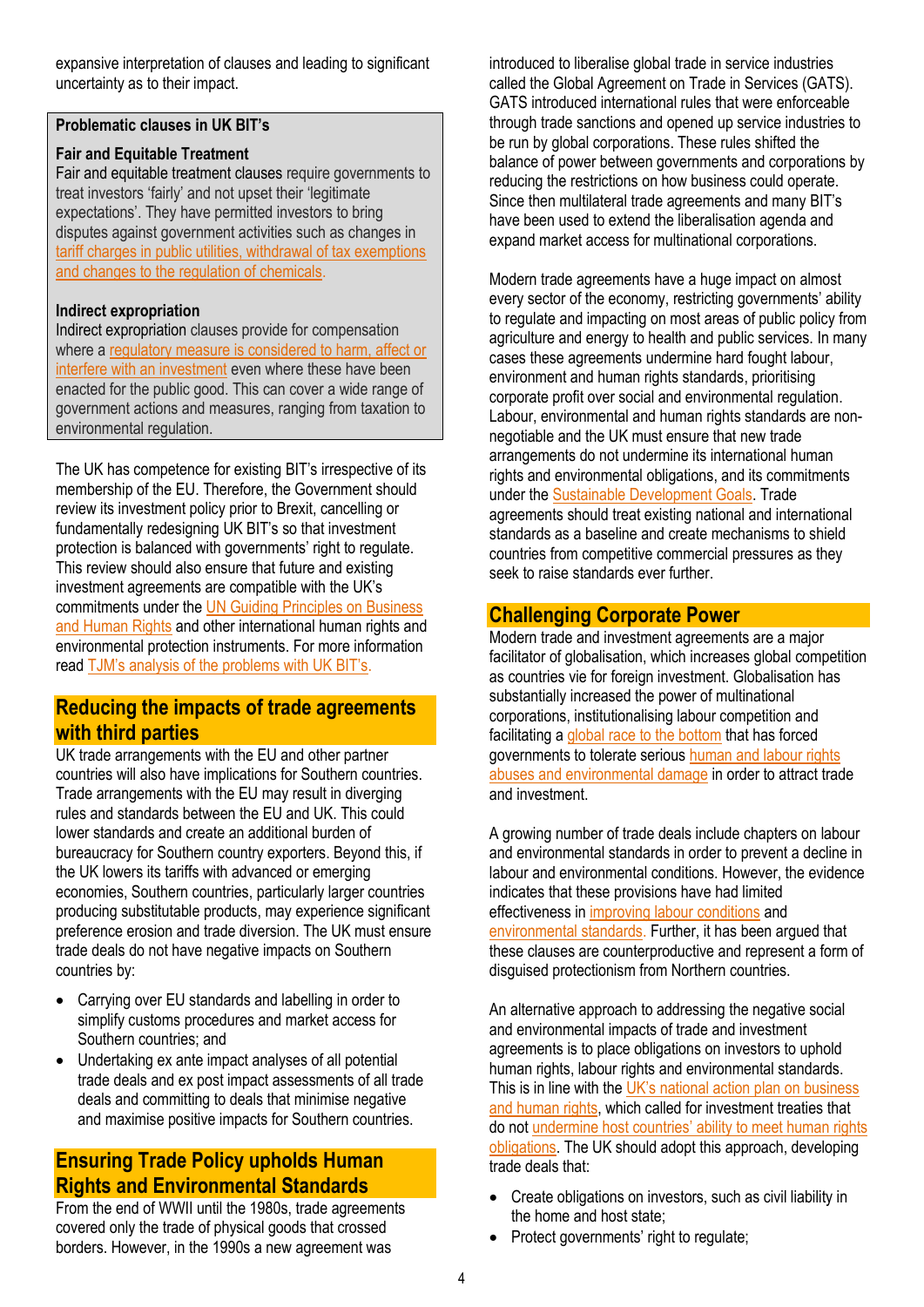expansive interpretation of clauses and leading to significant uncertainty as to their impact.

**Problematic clauses in UK BIT's**

**Fair and Equitable Treatment**

Fair and equitable treatment clauses require governments to treat investors 'fairly' and not upset their 'legitimate expectations'. They have permitted investors to bring disputes against government activities such as changes in tariff charges in public utilities, withdrawal of tax exemptions and changes to the regulation of chemicals.

**Indirect expropriation**

Indirect expropriation clauses provide for compensation where a regulatory measure is considered to harm, affect or interfere with an investment even where these have been enacted for the public good. This can cover a wide range of government actions and measures, ranging from taxation to environmental regulation.

The UK has competence for existing BIT's irrespective of its membership of the EU. Therefore, the Government should review its investment policy prior to Brexit, cancelling or fundamentally redesigning UK BIT's so that investment protection is balanced with governments' right to regulate. This review should also ensure that future and existing investment agreements are compatible with the UK's commitments under the UN Guiding Principles on Business and Human Rights and other international human rights and environmental protection instruments. For more information read TJM's analysis of the problems with UK BIT's.

## Reducing the impacts of trade agreements with third parties

UK trade arrangements with the EU and other partner countries will also have implications for Southern countries. Trade arrangements with the EU may result in diverging rules and standards between the EU and UK. This could lower standards and create an additional burden of bureaucracy for Southern country exporters. Beyond this, if the UK lowers its tariffs with advanced or emerging economies, Southern countries, particularly larger countries producing substitutable products, may experience significant preference erosion and trade diversion. The UK must ensure trade deals do not have negative impacts on Southern countries by:

- Carrying over EU standards and labelling in order to simplify customs procedures and market access for Southern countries; and
- Undertaking ex ante impact analyses of all potential trade deals and ex post impact assessments of all trade deals and committing to deals that minimise negative and maximise positive impacts for Southern countries.

## Ensuring Trade Policy upholds Human Rights and Environmental Standards

From the end of WWII until the 1980s, trade agreements covered only the trade of physical goods that crossed borders. However, in the 1990s a new agreement was introduced to liberalise global trade in service industries called the Global Agreement on Trade in Services (GATS). GATS introduced international rules that were enforceable through trade sanctions and opened up service industries to be run by global corporations. These rules shifted the balance of power between governments and corporations by reducing the restrictions on how business could operate. Since then multilateral trade agreements and many BIT's have been used to extend the liberalisation agenda and expand market access for multinational corporations.

Modern trade agreements have a huge impact on almost every sector of the economy, restricting governments' ability to regulate and impacting on most areas of public policy from agriculture and energy to health and public services. In many cases these agreements undermine hard fought labour, environment and human rights standards, prioritising corporate profit over social and environmental regulation. Labour, environmental and human rights standards are non-negotiable and the UK must ensure that new trade arrangements do not undermine its international human rights and environmental obligations, and its commitments under the Sustainable Development Goals. Trade agreements should treat existing national and international standards as a baseline and create mechanisms to shield countries from competitive commercial pressures as they seek to raise standards ever further.

## Challenging Corporate Power

Modern trade and investment agreements are a major facilitator of globalisation, which increases global competition as countries vie for foreign investment. Globalisation has substantially increased the power of multinational corporations, institutionalising labour competition and facilitating a global race to the bottom that has forced governments to tolerate serious human and labour rights abuses and environmental damage in order to attract trade and investment.

A growing number of trade deals include chapters on labour and environmental standards in order to prevent a decline in labour and environmental conditions. However, the evidence indicates that these provisions have had limited effectiveness in improving labour conditions and environmental standards. Further, it has been argued that these clauses are counterproductive and represent a form of disguised protectionism from Northern countries.

An alternative approach to addressing the negative social and environmental impacts of trade and investment agreements is to place obligations on investors to uphold human rights, labour rights and environmental standards. This is in line with the UK's national action plan on business and human rights, which called for investment treaties that do not undermine host countries' ability to meet human rights obligations. The UK should adopt this approach, developing trade deals that:

- Create obligations on investors, such as civil liability in the home and host state;
- Protect governments' right to regulate;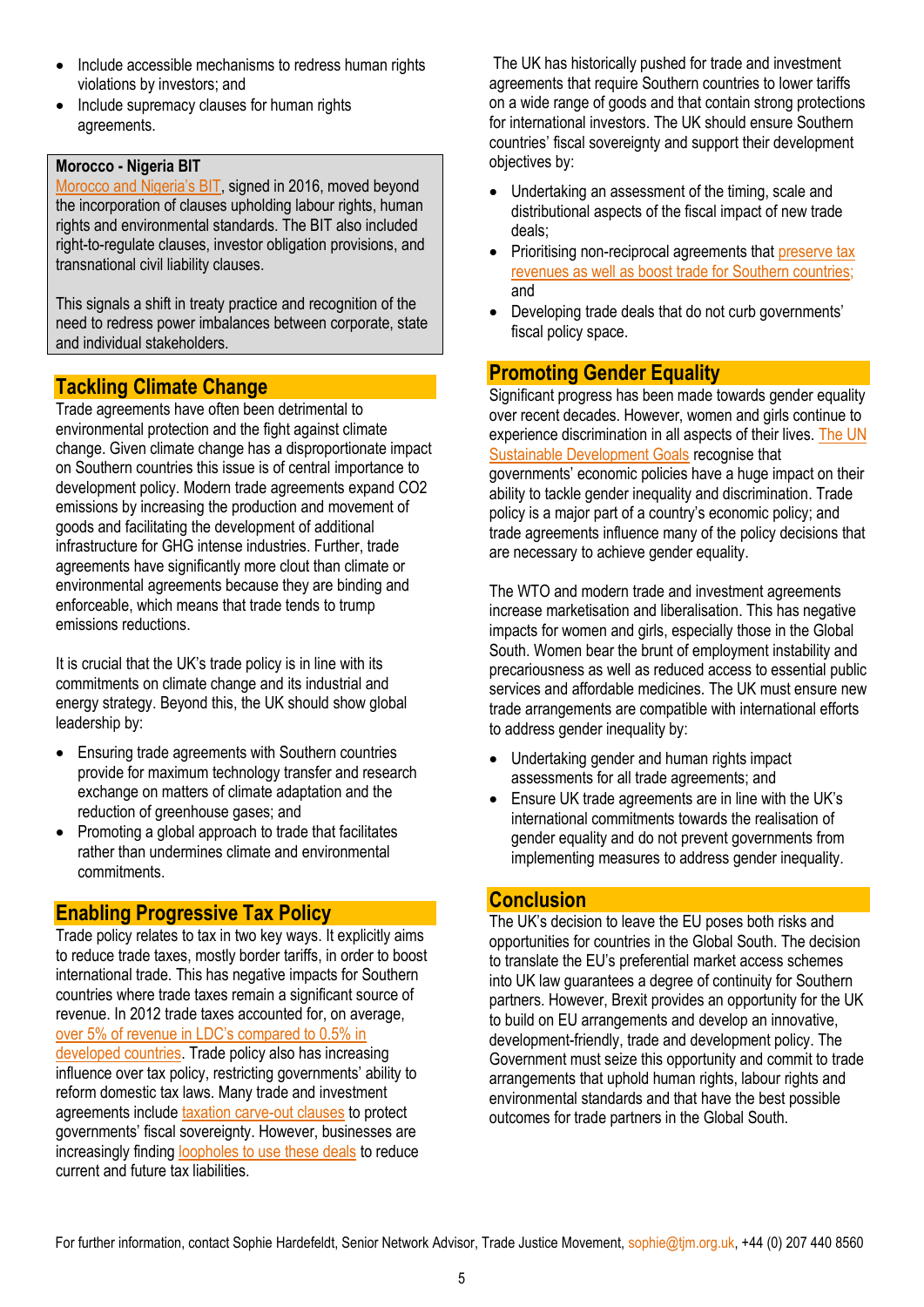- Include accessible mechanisms to redress human rights violations by investors; and
- Include supremacy clauses for human rights agreements.

**Morocco - Nigeria BIT**

Morocco and Nigeria's BIT, signed in 2016, moved beyond the incorporation of clauses upholding labour rights, human rights and environmental standards. The BIT also included right-to-regulate clauses, investor obligation provisions, and transnational civil liability clauses.

This signals a shift in treaty practice and recognition of the need to redress power imbalances between corporate, state and individual stakeholders.

## Tackling Climate Change

Trade agreements have often been detrimental to environmental protection and the fight against climate change. Given climate change has a disproportionate impact on Southern countries this issue is of central importance to development policy. Modern trade agreements expand $CO_2$ emissions by increasing the production and movement of goods and facilitating the development of additional infrastructure for GHG intense industries. Further, trade agreements have significantly more clout than climate or environmental agreements because they are binding and enforceable, which means that trade tends to trump emissions reductions.

It is crucial that the UK's trade policy is in line with its commitments on climate change and its industrial and energy strategy. Beyond this, the UK should show global leadership by:

- Ensuring trade agreements with Southern countries provide for maximum technology transfer and research exchange on matters of climate adaptation and the reduction of greenhouse gases; and
- Promoting a global approach to trade that facilitates rather than undermines climate and environmental commitments.

## Enabling Progressive Tax Policy

Trade policy relates to tax in two key ways. It explicitly aims to reduce trade taxes, mostly border tariffs, in order to boost international trade. This has negative impacts for Southern countries where trade taxes remain a significant source of revenue. In 2012 trade taxes accounted for, on average, over 5% of revenue in LDC's compared to 0.5% in developed countries. Trade policy also has increasing influence over tax policy, restricting governments' ability to reform domestic tax laws. Many trade and investment agreements include taxation carve-out clauses to protect governments' fiscal sovereignty. However, businesses are increasingly finding loopholes to use these deals to reduce current and future tax liabilities.

The UK has historically pushed for trade and investment agreements that require Southern countries to lower tariffs on a wide range of goods and that contain strong protections for international investors. The UK should ensure Southern countries' fiscal sovereignty and support their development objectives by:

- Undertaking an assessment of the timing, scale and distributional aspects of the fiscal impact of new trade deals;
- Prioritising non-reciprocal agreements that preserve tax revenues as well as boost trade for Southern countries; and
- Developing trade deals that do not curb governments' fiscal policy space.

## Promoting Gender Equality

Significant progress has been made towards gender equality over recent decades. However, women and girls continue to experience discrimination in all aspects of their lives. The UN Sustainable Development Goals recognise that governments' economic policies have a huge impact on their ability to tackle gender inequality and discrimination. Trade policy is a major part of a country's economic policy; and trade agreements influence many of the policy decisions that are necessary to achieve gender equality.

The WTO and modern trade and investment agreements increase marketisation and liberalisation. This has negative impacts for women and girls, especially those in the Global South. Women bear the brunt of employment instability and precariousness as well as reduced access to essential public services and affordable medicines. The UK must ensure new trade arrangements are compatible with international efforts to address gender inequality by:

- Undertaking gender and human rights impact assessments for all trade agreements; and
- Ensure UK trade agreements are in line with the UK's international commitments towards the realisation of gender equality and do not prevent governments from implementing measures to address gender inequality.

## Conclusion

The UK's decision to leave the EU poses both risks and opportunities for countries in the Global South. The decision to translate the EU's preferential market access schemes into UK law guarantees a degree of continuity for Southern partners. However, Brexit provides an opportunity for the UK to build on EU arrangements and develop an innovative, development-friendly, trade and development policy. The Government must seize this opportunity and commit to trade arrangements that uphold human rights, labour rights and environmental standards and that have the best possible outcomes for trade partners in the Global South.

For further information, contact Sophie Hardefeldt, Senior Network Advisor, Trade Justice Movement, sophie@tjm.org.uk, +44 (0) 207 440 8560